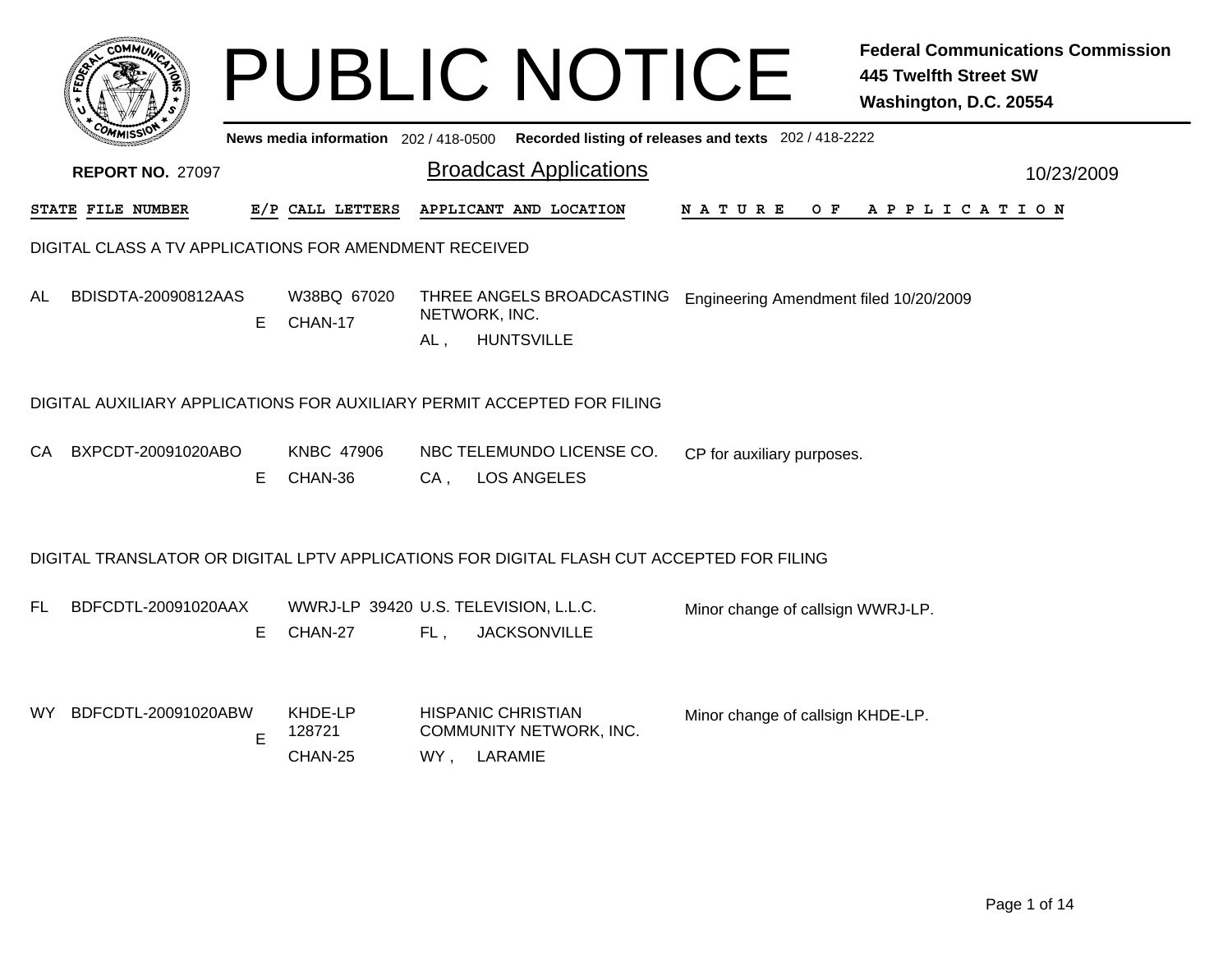# PUBLIC NOTICE

**Federal Communications Commission**
**445 Twelfth Street SW**
**Washington, D.C. 20554**

**News media information** 202 / 418-0500 **Recorded listing of releases and texts** 202 / 418-2222

**REPORT NO.** 27097

## Broadcast Applications

10/23/2009

| STATE | FILE NUMBER | E/P | CALL LETTERS | APPLICANT AND LOCATION | NATURE OF APPLICATION |
|---|---|---|---|---|---|

### DIGITAL CLASS A TV APPLICATIONS FOR AMENDMENT RECEIVED

| STATE | FILE NUMBER | E/P | CALL LETTERS | APPLICANT AND LOCATION | NATURE OF APPLICATION |
|---|---|---|---|---|---|
| AL | BDISDTA-20090812AAS | E | W38BQ 67020 CHAN-17 | THREE ANGELS BROADCASTING NETWORK, INC. AL , HUNTSVILLE | Engineering Amendment filed 10/20/2009 |

### DIGITAL AUXILIARY APPLICATIONS FOR AUXILIARY PERMIT ACCEPTED FOR FILING

| STATE | FILE NUMBER | E/P | CALL LETTERS | APPLICANT AND LOCATION | NATURE OF APPLICATION |
|---|---|---|---|---|---|
| CA | BXPCDT-20091020ABO | E | KNBC 47906 CHAN-36 | NBC TELEMUNDO LICENSE CO. CA , LOS ANGELES | CP for auxiliary purposes. |

### DIGITAL TRANSLATOR OR DIGITAL LPTV APPLICATIONS FOR DIGITAL FLASH CUT ACCEPTED FOR FILING

| STATE | FILE NUMBER | E/P | CALL LETTERS | APPLICANT AND LOCATION | NATURE OF APPLICATION |
|---|---|---|---|---|---|
| FL | BDFCDTL-20091020AAX | E | WWRJ-LP 39420 CHAN-27 | U.S. TELEVISION, L.L.C. FL , JACKSONVILLE | Minor change of callsign WWRJ-LP. |
| WY | BDFCDTL-20091020ABW | E | KHDE-LP 128721 CHAN-25 | HISPANIC CHRISTIAN COMMUNITY NETWORK, INC. WY , LARAMIE | Minor change of callsign KHDE-LP. |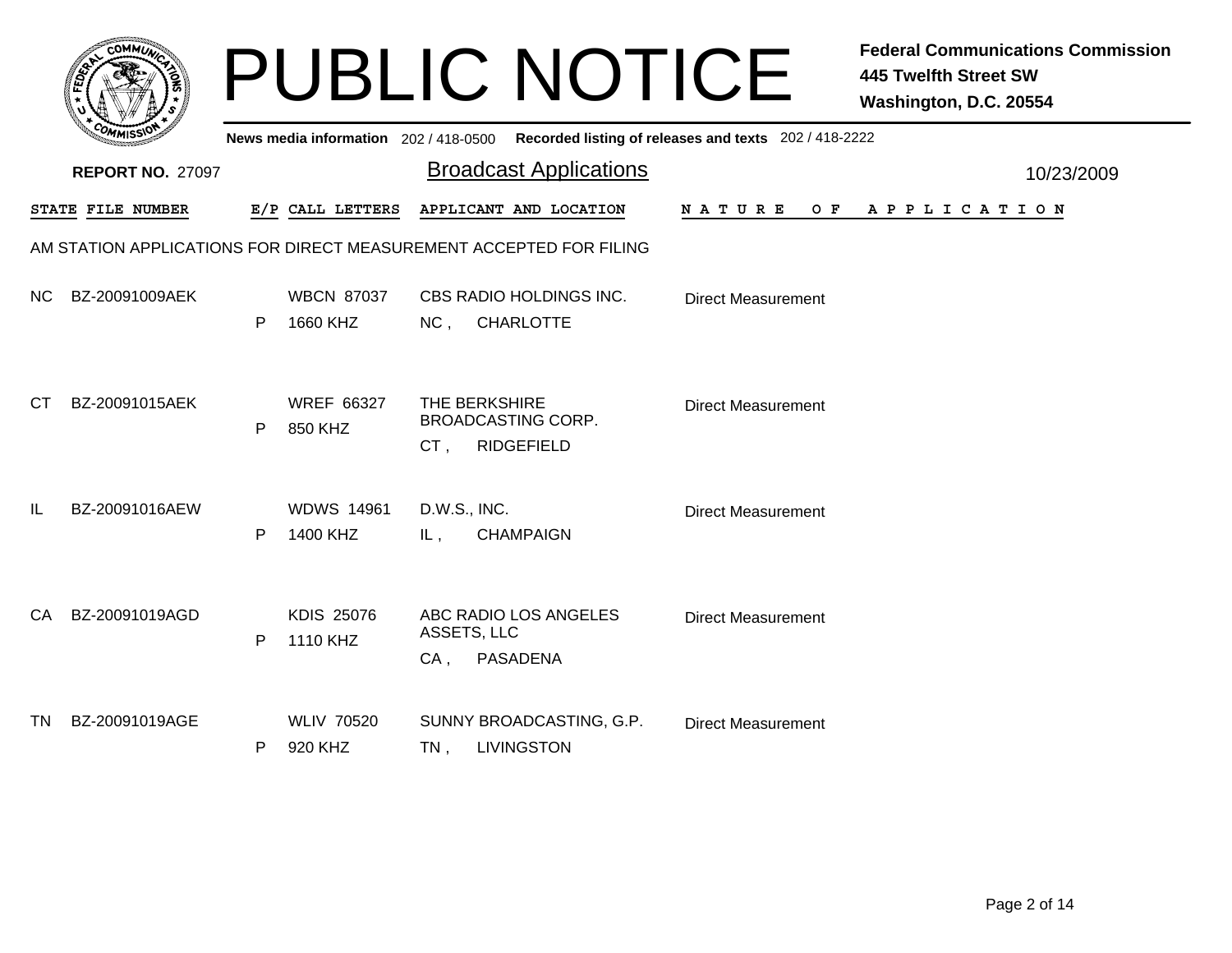# PUBLIC NOTICE

**Federal Communications Commission**
**445 Twelfth Street SW**
**Washington, D.C. 20554**

**News media information** 202 / 418-0500 **Recorded listing of releases and texts** 202 / 418-2222

**REPORT NO.** 27097

## Broadcast Applications

10/23/2009

### AM STATION APPLICATIONS FOR DIRECT MEASUREMENT ACCEPTED FOR FILING

| STATE | FILE NUMBER | E/P | CALL LETTERS | APPLICANT AND LOCATION | NATURE OF APPLICATION |
|---|---|---|---|---|---|
| NC | BZ-20091009AEK | P | WBCN 87037<br>1660 KHZ | CBS RADIO HOLDINGS INC.<br>NC , CHARLOTTE | Direct Measurement |
| CT | BZ-20091015AEK | P | WREF 66327<br>850 KHZ | THE BERKSHIRE BROADCASTING CORP.<br>CT , RIDGEFIELD | Direct Measurement |
| IL | BZ-20091016AEW | P | WDWS 14961<br>1400 KHZ | D.W.S., INC.<br>IL , CHAMPAIGN | Direct Measurement |
| CA | BZ-20091019AGD | P | KDIS 25076<br>1110 KHZ | ABC RADIO LOS ANGELES ASSETS, LLC<br>CA , PASADENA | Direct Measurement |
| TN | BZ-20091019AGE | P | WLIV 70520<br>920 KHZ | SUNNY BROADCASTING, G.P.<br>TN , LIVINGSTON | Direct Measurement |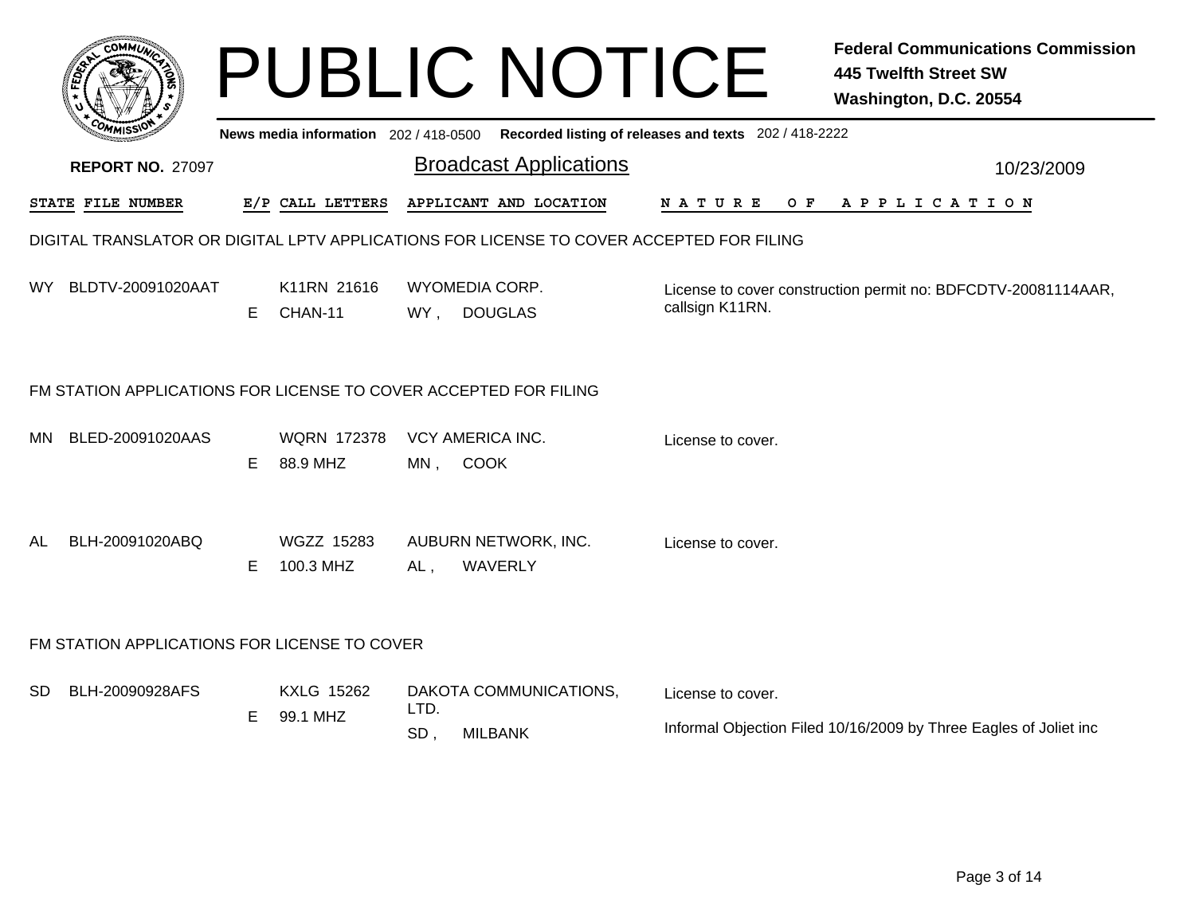# PUBLIC NOTICE

**Federal Communications Commission**
**445 Twelfth Street SW**
**Washington, D.C. 20554**

News media information 202 / 418-0500 Recorded listing of releases and texts 202 / 418-2222

**REPORT NO.** 27097

## Broadcast Applications

10/23/2009

### DIGITAL TRANSLATOR OR DIGITAL LPTV APPLICATIONS FOR LICENSE TO COVER ACCEPTED FOR FILING

| STATE | FILE NUMBER | E/P | CALL LETTERS | APPLICANT AND LOCATION | NATURE OF APPLICATION |
|---|---|---|---|---|---|
| WY | BLDTV-20091020AAT | E | K11RN 21616<br>CHAN-11 | WYOMEDIA CORP.<br>WY , DOUGLAS | License to cover construction permit no: BDFCDTV-20081114AAR, callsign K11RN. |

### FM STATION APPLICATIONS FOR LICENSE TO COVER ACCEPTED FOR FILING

| STATE | FILE NUMBER | E/P | CALL LETTERS | APPLICANT AND LOCATION | NATURE OF APPLICATION |
|---|---|---|---|---|---|
| MN | BLED-20091020AAS | E | WQRN 172378<br>88.9 MHZ | VCY AMERICA INC.<br>MN , COOK | License to cover. |
| AL | BLH-20091020ABQ | E | WGZZ 15283<br>100.3 MHZ | AUBURN NETWORK, INC.<br>AL , WAVERLY | License to cover. |

### FM STATION APPLICATIONS FOR LICENSE TO COVER

| STATE | FILE NUMBER | E/P | CALL LETTERS | APPLICANT AND LOCATION | NATURE OF APPLICATION |
|---|---|---|---|---|---|
| SD | BLH-20090928AFS | E | KXLG 15262<br>99.1 MHZ | DAKOTA COMMUNICATIONS, LTD.<br>SD , MILBANK | License to cover.<br><br>Informal Objection Filed 10/16/2009 by Three Eagles of Joliet inc |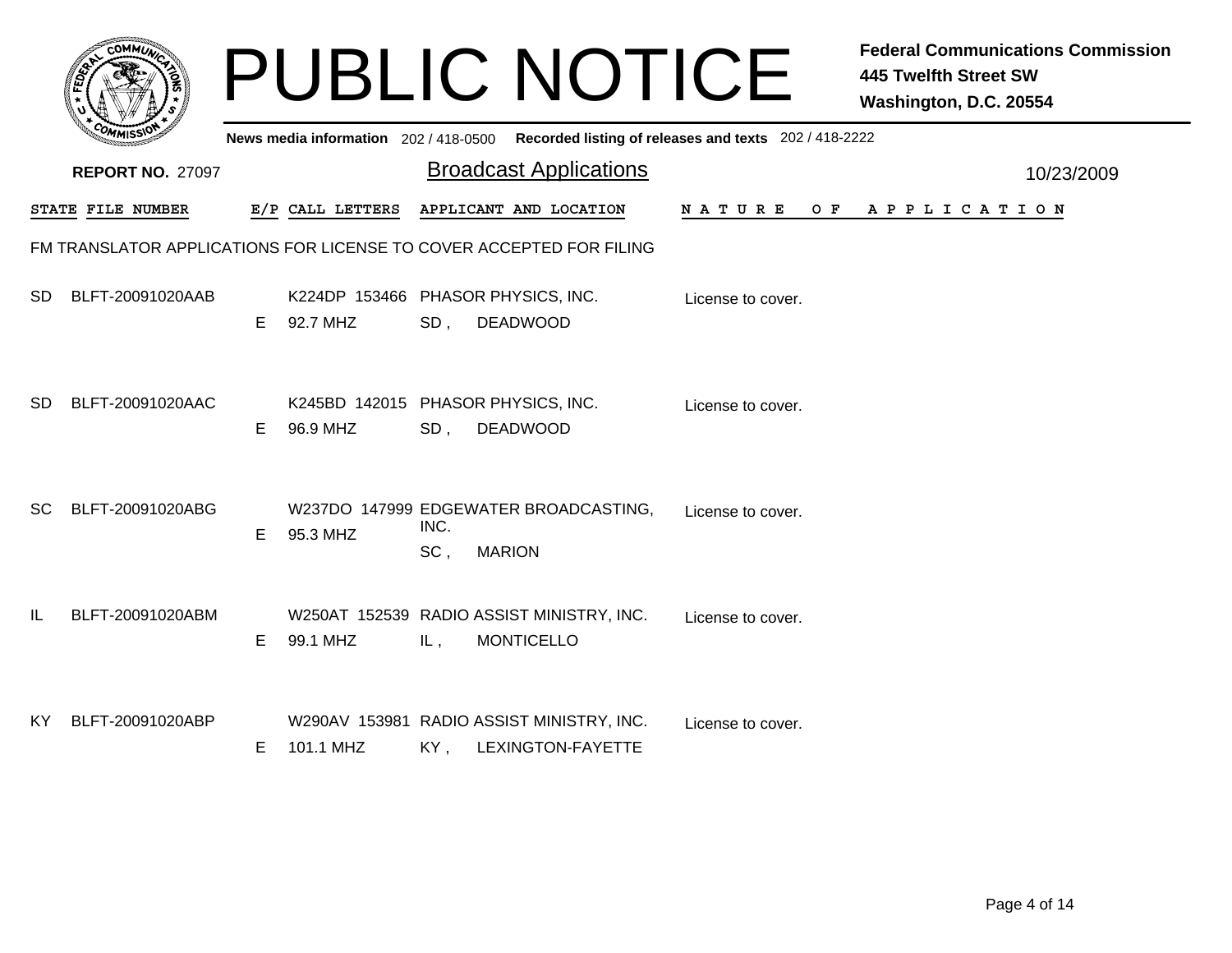# PUBLIC NOTICE

**Federal Communications Commission**
**445 Twelfth Street SW**
**Washington, D.C. 20554**

**News media information** 202 / 418-0500 **Recorded listing of releases and texts** 202 / 418-2222

**REPORT NO.** 27097

## Broadcast Applications

10/23/2009

### FM TRANSLATOR APPLICATIONS FOR LICENSE TO COVER ACCEPTED FOR FILING

| STATE | FILE NUMBER | E/P | CALL LETTERS | APPLICANT AND LOCATION | NATURE OF APPLICATION |
|---|---|---|---|---|---|
| SD | BLFT-20091020AAB | E | K224DP 153466<br>92.7 MHZ | PHASOR PHYSICS, INC.<br>SD , DEADWOOD | License to cover. |
| SD | BLFT-20091020AAC | E | K245BD 142015<br>96.9 MHZ | PHASOR PHYSICS, INC.<br>SD , DEADWOOD | License to cover. |
| SC | BLFT-20091020ABG | E | W237DO 147999<br>95.3 MHZ | EDGEWATER BROADCASTING, INC.<br>SC , MARION | License to cover. |
| IL | BLFT-20091020ABM | E | W250AT 152539<br>99.1 MHZ | RADIO ASSIST MINISTRY, INC.<br>IL , MONTICELLO | License to cover. |
| KY | BLFT-20091020ABP | E | W290AV 153981<br>101.1 MHZ | RADIO ASSIST MINISTRY, INC.<br>KY , LEXINGTON-FAYETTE | License to cover. |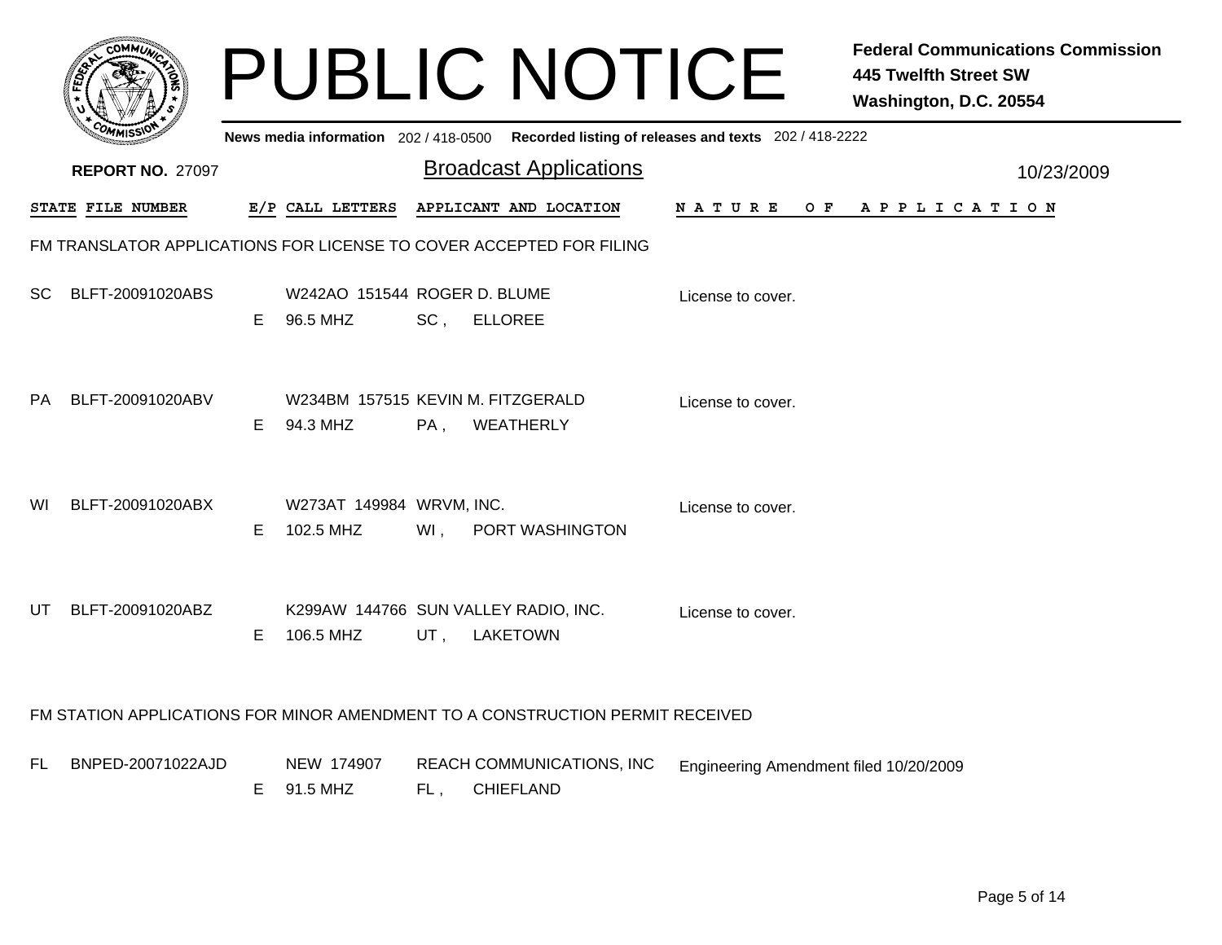# PUBLIC NOTICE

**Federal Communications Commission**
**445 Twelfth Street SW**
**Washington, D.C. 20554**

**News media information** 202 / 418-0500 **Recorded listing of releases and texts** 202 / 418-2222

**REPORT NO.** 27097

## Broadcast Applications

10/23/2009

### FM TRANSLATOR APPLICATIONS FOR LICENSE TO COVER ACCEPTED FOR FILING

| STATE | FILE NUMBER | E/P | CALL LETTERS | APPLICANT AND LOCATION | NATURE OF APPLICATION |
|---|---|---|---|---|---|
| SC | BLFT-20091020ABS | E | W242AO 151544<br>96.5 MHZ | ROGER D. BLUME<br>SC , ELLOREE | License to cover. |
| PA | BLFT-20091020ABV | E | W234BM 157515<br>94.3 MHZ | KEVIN M. FITZGERALD<br>PA , WEATHERLY | License to cover. |
| WI | BLFT-20091020ABX | E | W273AT 149984<br>102.5 MHZ | WRVM, INC.<br>WI , PORT WASHINGTON | License to cover. |
| UT | BLFT-20091020ABZ | E | K299AW 144766<br>106.5 MHZ | SUN VALLEY RADIO, INC.<br>UT , LAKETOWN | License to cover. |

### FM STATION APPLICATIONS FOR MINOR AMENDMENT TO A CONSTRUCTION PERMIT RECEIVED

| STATE | FILE NUMBER | E/P | CALL LETTERS | APPLICANT AND LOCATION | NATURE OF APPLICATION |
|---|---|---|---|---|---|
| FL | BNPED-20071022AJD | E | NEW 174907<br>91.5 MHZ | REACH COMMUNICATIONS, INC<br>FL , CHIEFLAND | Engineering Amendment filed 10/20/2009 |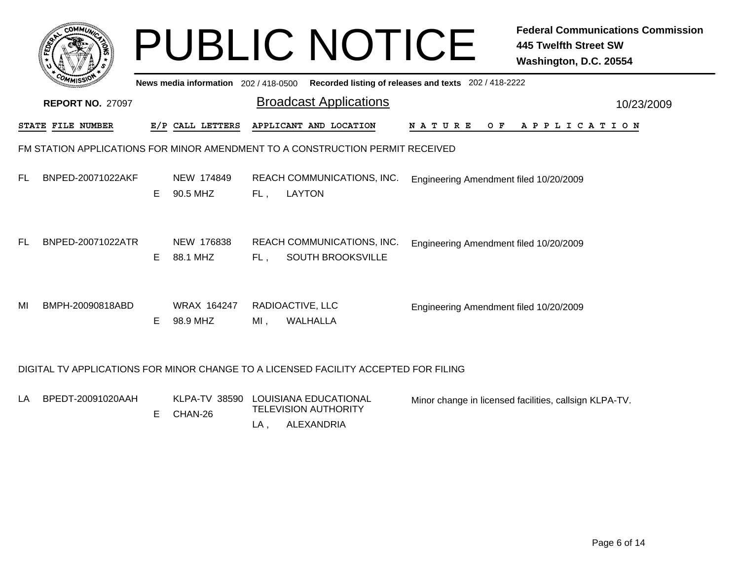# PUBLIC NOTICE

**Federal Communications Commission**
**445 Twelfth Street SW**
**Washington, D.C. 20554**

News media information 202 / 418-0500 Recorded listing of releases and texts 202 / 418-2222

**REPORT NO.** 27097

## Broadcast Applications

10/23/2009

### FM STATION APPLICATIONS FOR MINOR AMENDMENT TO A CONSTRUCTION PERMIT RECEIVED

| STATE | FILE NUMBER | E/P | CALL LETTERS | APPLICANT AND LOCATION | NATURE OF APPLICATION |
|---|---|---|---|---|---|
| FL | BNPED-20071022AKF | E | NEW 174849<br>90.5 MHZ | REACH COMMUNICATIONS, INC.<br>FL , LAYTON | Engineering Amendment filed 10/20/2009 |
| FL | BNPED-20071022ATR | E | NEW 176838<br>88.1 MHZ | REACH COMMUNICATIONS, INC.<br>FL , SOUTH BROOKSVILLE | Engineering Amendment filed 10/20/2009 |
| MI | BMPH-20090818ABD | E | WRAX 164247<br>98.9 MHZ | RADIOACTIVE, LLC<br>MI , WALHALLA | Engineering Amendment filed 10/20/2009 |

### DIGITAL TV APPLICATIONS FOR MINOR CHANGE TO A LICENSED FACILITY ACCEPTED FOR FILING

| STATE | FILE NUMBER | E/P | CALL LETTERS | APPLICANT AND LOCATION | NATURE OF APPLICATION |
|---|---|---|---|---|---|
| LA | BPEDT-20091020AAH | E | KLPA-TV 38590<br>CHAN-26 | LOUISIANA EDUCATIONAL TELEVISION AUTHORITY<br>LA , ALEXANDRIA | Minor change in licensed facilities, callsign KLPA-TV. |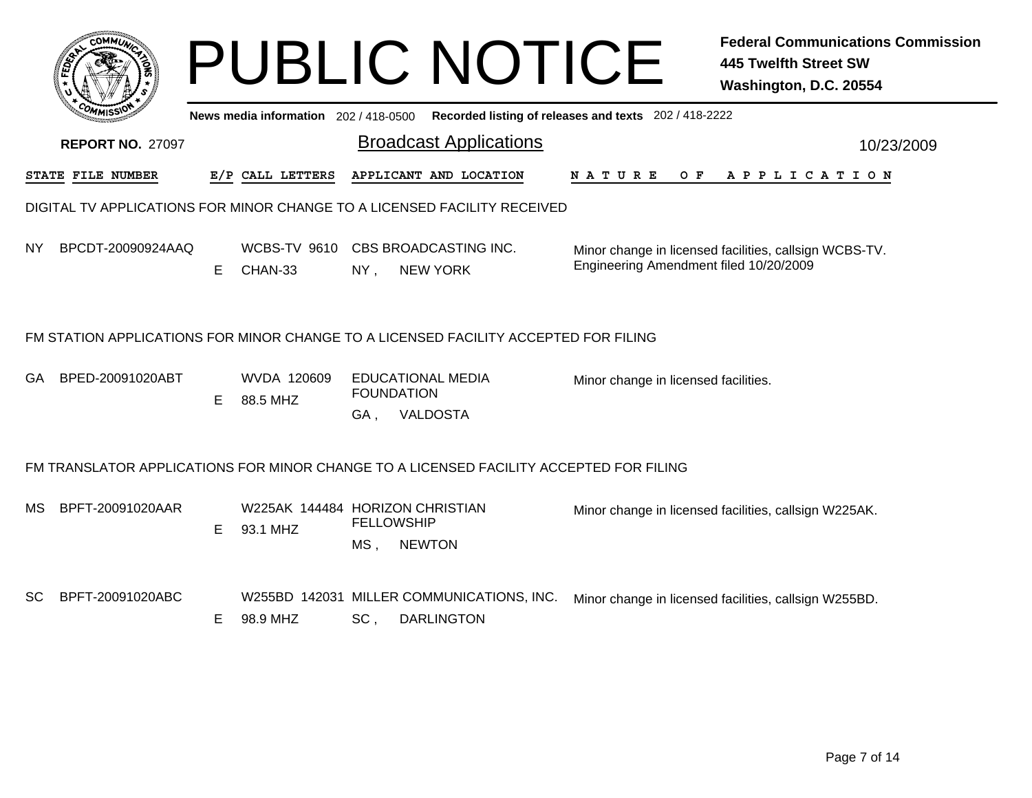# PUBLIC NOTICE

**Federal Communications Commission**
**445 Twelfth Street SW**
**Washington, D.C. 20554**

News media information 202 / 418-0500 Recorded listing of releases and texts 202 / 418-2222

**REPORT NO.** 27097

## Broadcast Applications

10/23/2009

| STATE | FILE NUMBER | E/P | CALL LETTERS | APPLICANT AND LOCATION | NATURE OF APPLICATION |
|---|---|---|---|---|---|

### DIGITAL TV APPLICATIONS FOR MINOR CHANGE TO A LICENSED FACILITY RECEIVED

| STATE | FILE NUMBER | E/P | CALL LETTERS | APPLICANT AND LOCATION | NATURE OF APPLICATION |
|---|---|---|---|---|---|
| NY | BPCDT-20090924AAQ | E | WCBS-TV 9610 CHAN-33 | CBS BROADCASTING INC. NY , NEW YORK | Minor change in licensed facilities, callsign WCBS-TV. Engineering Amendment filed 10/20/2009 |

### FM STATION APPLICATIONS FOR MINOR CHANGE TO A LICENSED FACILITY ACCEPTED FOR FILING

| STATE | FILE NUMBER | E/P | CALL LETTERS | APPLICANT AND LOCATION | NATURE OF APPLICATION |
|---|---|---|---|---|---|
| GA | BPED-20091020ABT | E | WVDA 120609 88.5 MHZ | EDUCATIONAL MEDIA FOUNDATION GA , VALDOSTA | Minor change in licensed facilities. |

### FM TRANSLATOR APPLICATIONS FOR MINOR CHANGE TO A LICENSED FACILITY ACCEPTED FOR FILING

| STATE | FILE NUMBER | E/P | CALL LETTERS | APPLICANT AND LOCATION | NATURE OF APPLICATION |
|---|---|---|---|---|---|
| MS | BPFT-20091020AAR | E | W225AK 144484 93.1 MHZ | HORIZON CHRISTIAN FELLOWSHIP MS , NEWTON | Minor change in licensed facilities, callsign W225AK. |
| SC | BPFT-20091020ABC | E | W255BD 142031 98.9 MHZ | MILLER COMMUNICATIONS, INC. SC , DARLINGTON | Minor change in licensed facilities, callsign W255BD. |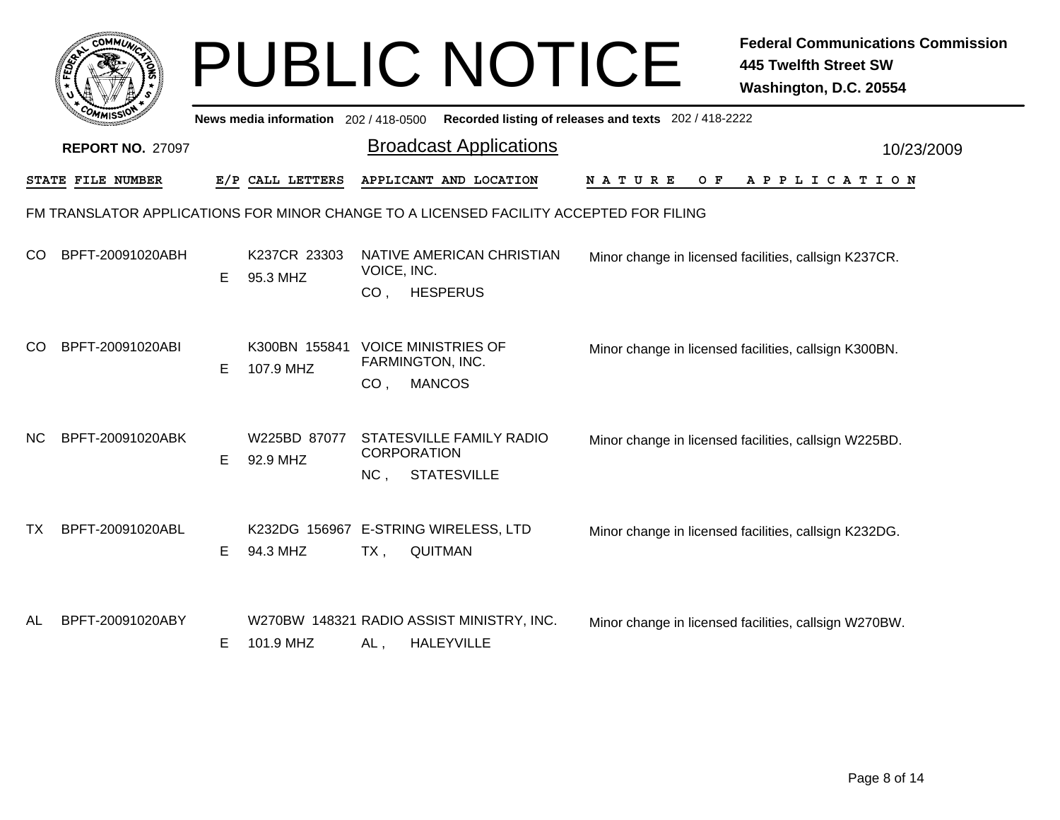# PUBLIC NOTICE

**Federal Communications Commission**
**445 Twelfth Street SW**
**Washington, D.C. 20554**

**News media information** 202 / 418-0500 **Recorded listing of releases and texts** 202 / 418-2222

**REPORT NO.** 27097

## Broadcast Applications

10/23/2009

### FM TRANSLATOR APPLICATIONS FOR MINOR CHANGE TO A LICENSED FACILITY ACCEPTED FOR FILING

| STATE | FILE NUMBER | E/P | CALL LETTERS | APPLICANT AND LOCATION | NATURE OF APPLICATION |
|---|---|---|---|---|---|
| CO | BPFT-20091020ABH | E | K237CR 23303 95.3 MHZ | NATIVE AMERICAN CHRISTIAN VOICE, INC. CO , HESPERUS | Minor change in licensed facilities, callsign K237CR. |
| CO | BPFT-20091020ABI | E | K300BN 155841 107.9 MHZ | VOICE MINISTRIES OF FARMINGTON, INC. CO , MANCOS | Minor change in licensed facilities, callsign K300BN. |
| NC | BPFT-20091020ABK | E | W225BD 87077 92.9 MHZ | STATESVILLE FAMILY RADIO CORPORATION NC , STATESVILLE | Minor change in licensed facilities, callsign W225BD. |
| TX | BPFT-20091020ABL | E | K232DG 156967 94.3 MHZ | E-STRING WIRELESS, LTD TX , QUITMAN | Minor change in licensed facilities, callsign K232DG. |
| AL | BPFT-20091020ABY | E | W270BW 148321 101.9 MHZ | RADIO ASSIST MINISTRY, INC. AL , HALEYVILLE | Minor change in licensed facilities, callsign W270BW. |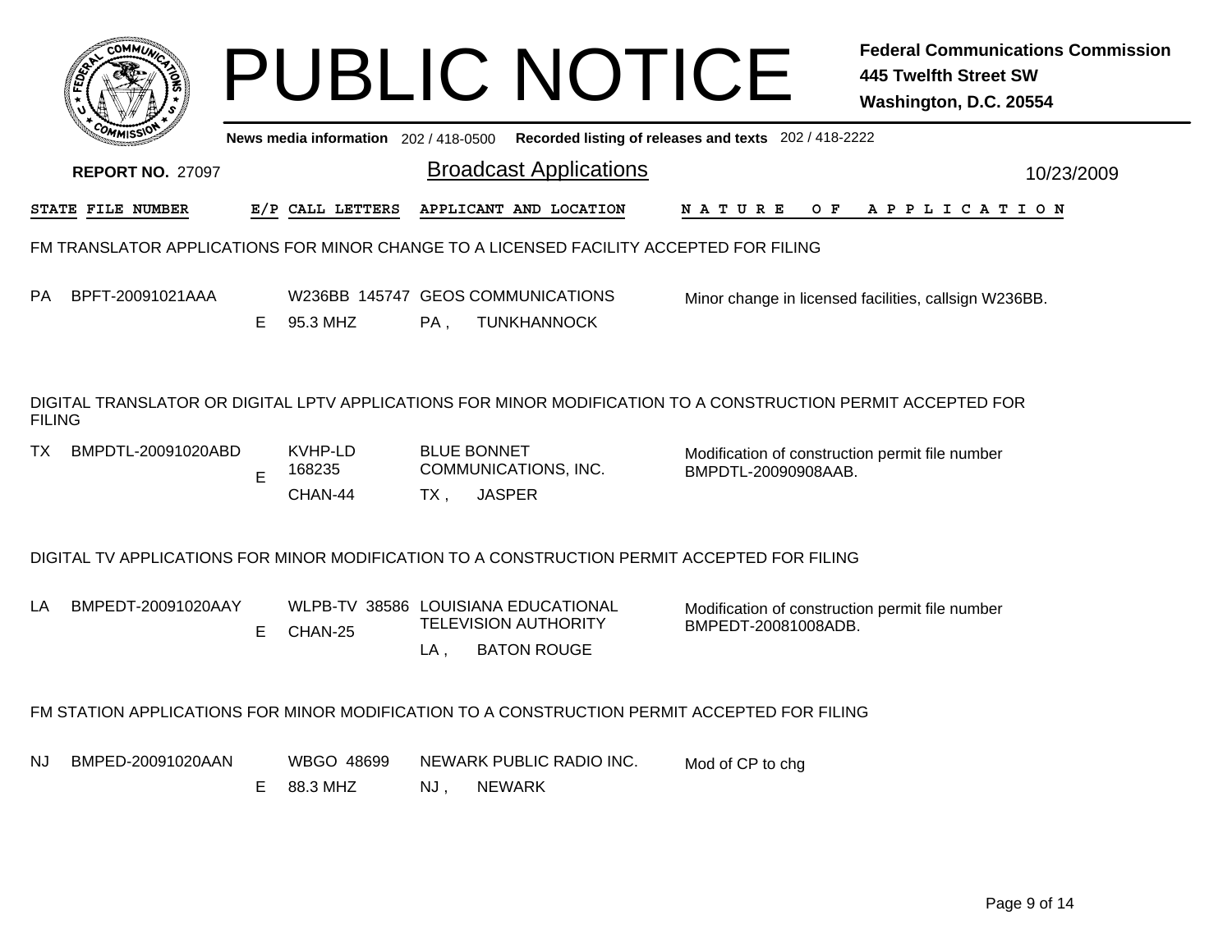# PUBLIC NOTICE

**Federal Communications Commission**
**445 Twelfth Street SW**
**Washington, D.C. 20554**

News media information 202 / 418-0500 Recorded listing of releases and texts 202 / 418-2222

**REPORT NO.** 27097

## Broadcast Applications

10/23/2009

| STATE | FILE NUMBER | E/P | CALL LETTERS | APPLICANT AND LOCATION | NATURE OF APPLICATION |
|---|---|---|---|---|---|

### FM TRANSLATOR APPLICATIONS FOR MINOR CHANGE TO A LICENSED FACILITY ACCEPTED FOR FILING

| STATE | FILE NUMBER | E/P | CALL LETTERS | APPLICANT AND LOCATION | NATURE OF APPLICATION |
|---|---|---|---|---|---|
| PA | BPFT-20091021AAA | E | W236BB 145747<br>95.3 MHZ | GEOS COMMUNICATIONS<br>PA , TUNKHANNOCK | Minor change in licensed facilities, callsign W236BB. |

### DIGITAL TRANSLATOR OR DIGITAL LPTV APPLICATIONS FOR MINOR MODIFICATION TO A CONSTRUCTION PERMIT ACCEPTED FOR FILING

| STATE | FILE NUMBER | E/P | CALL LETTERS | APPLICANT AND LOCATION | NATURE OF APPLICATION |
|---|---|---|---|---|---|
| TX | BMPDTL-20091020ABD | E | KVHP-LD 168235<br>CHAN-44 | BLUE BONNET COMMUNICATIONS, INC.<br>TX , JASPER | Modification of construction permit file number BMPDTL-20090908AAB. |

### DIGITAL TV APPLICATIONS FOR MINOR MODIFICATION TO A CONSTRUCTION PERMIT ACCEPTED FOR FILING

| STATE | FILE NUMBER | E/P | CALL LETTERS | APPLICANT AND LOCATION | NATURE OF APPLICATION |
|---|---|---|---|---|---|
| LA | BMPEDT-20091020AAY | E | WLPB-TV 38586<br>CHAN-25 | LOUISIANA EDUCATIONAL TELEVISION AUTHORITY<br>LA , BATON ROUGE | Modification of construction permit file number BMPEDT-20081008ADB. |

### FM STATION APPLICATIONS FOR MINOR MODIFICATION TO A CONSTRUCTION PERMIT ACCEPTED FOR FILING

| STATE | FILE NUMBER | E/P | CALL LETTERS | APPLICANT AND LOCATION | NATURE OF APPLICATION |
|---|---|---|---|---|---|
| NJ | BMPED-20091020AAN | E | WBGO 48699<br>88.3 MHZ | NEWARK PUBLIC RADIO INC.<br>NJ , NEWARK | Mod of CP to chg |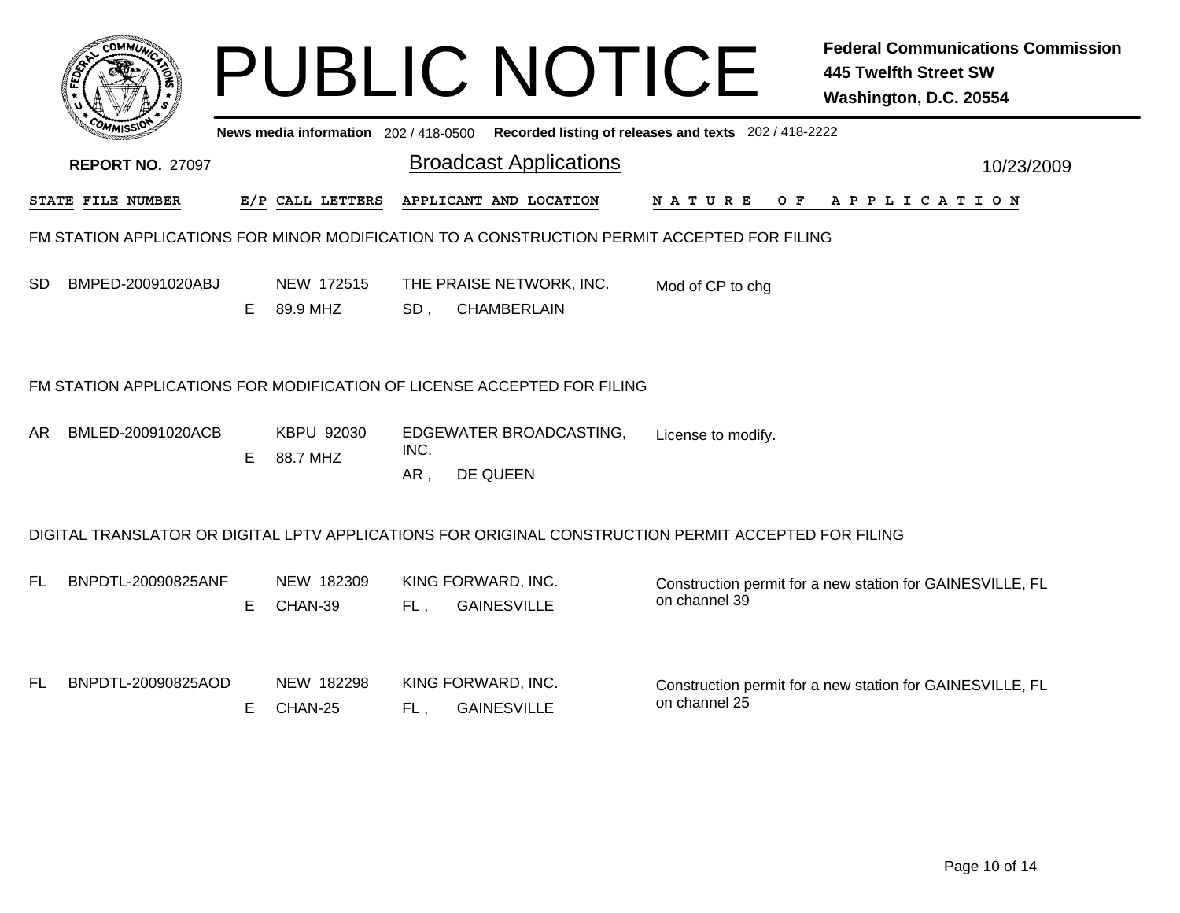# PUBLIC NOTICE

**Federal Communications Commission**
**445 Twelfth Street SW**
**Washington, D.C. 20554**

News media information 202 / 418-0500 Recorded listing of releases and texts 202 / 418-2222

**REPORT NO.** 27097

## Broadcast Applications

10/23/2009

### FM STATION APPLICATIONS FOR MINOR MODIFICATION TO A CONSTRUCTION PERMIT ACCEPTED FOR FILING

| STATE | FILE NUMBER | E/P | CALL LETTERS | APPLICANT AND LOCATION | NATURE OF APPLICATION |
|---|---|---|---|---|---|
| SD | BMPED-20091020ABJ | E | NEW 172515<br>89.9 MHZ | THE PRAISE NETWORK, INC.<br>SD , CHAMBERLAIN | Mod of CP to chg |

### FM STATION APPLICATIONS FOR MODIFICATION OF LICENSE ACCEPTED FOR FILING

| STATE | FILE NUMBER | E/P | CALL LETTERS | APPLICANT AND LOCATION | NATURE OF APPLICATION |
|---|---|---|---|---|---|
| AR | BMLED-20091020ACB | E | KBPU 92030<br>88.7 MHZ | EDGEWATER BROADCASTING, INC.<br>AR , DE QUEEN | License to modify. |

### DIGITAL TRANSLATOR OR DIGITAL LPTV APPLICATIONS FOR ORIGINAL CONSTRUCTION PERMIT ACCEPTED FOR FILING

| STATE | FILE NUMBER | E/P | CALL LETTERS | APPLICANT AND LOCATION | NATURE OF APPLICATION |
|---|---|---|---|---|---|
| FL | BNPDTL-20090825ANF | E | NEW 182309<br>CHAN-39 | KING FORWARD, INC.<br>FL , GAINESVILLE | Construction permit for a new station for GAINESVILLE, FL on channel 39 |
| FL | BNPDTL-20090825AOD | E | NEW 182298<br>CHAN-25 | KING FORWARD, INC.<br>FL , GAINESVILLE | Construction permit for a new station for GAINESVILLE, FL on channel 25 |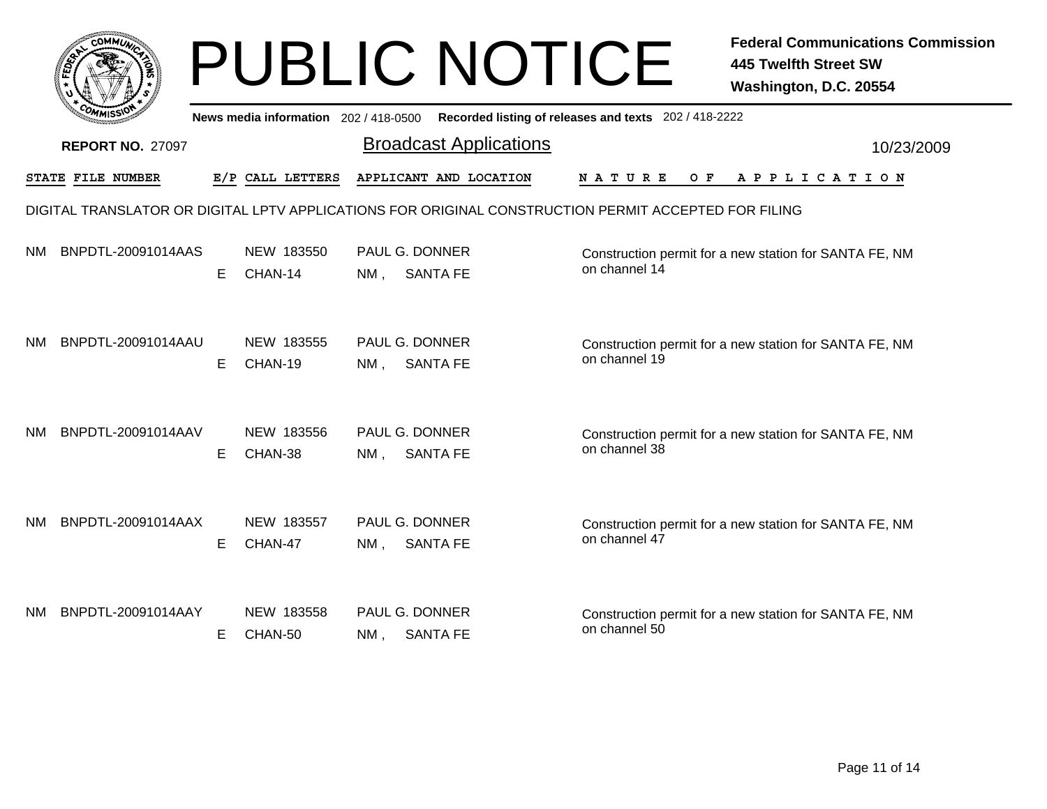# PUBLIC NOTICE

**Federal Communications Commission**
**445 Twelfth Street SW**
**Washington, D.C. 20554**

News media information 202 / 418-0500 Recorded listing of releases and texts 202 / 418-2222

**REPORT NO.** 27097

## Broadcast Applications

10/23/2009

DIGITAL TRANSLATOR OR DIGITAL LPTV APPLICATIONS FOR ORIGINAL CONSTRUCTION PERMIT ACCEPTED FOR FILING

| STATE | FILE NUMBER | E/P | CALL LETTERS | APPLICANT AND LOCATION | NATURE OF APPLICATION |
|---|---|---|---|---|---|
| NM | BNPDTL-20091014AAS | E | NEW 183550<br>CHAN-14 | PAUL G. DONNER<br>NM , SANTA FE | Construction permit for a new station for SANTA FE, NM on channel 14 |
| NM | BNPDTL-20091014AAU | E | NEW 183555<br>CHAN-19 | PAUL G. DONNER<br>NM , SANTA FE | Construction permit for a new station for SANTA FE, NM on channel 19 |
| NM | BNPDTL-20091014AAV | E | NEW 183556<br>CHAN-38 | PAUL G. DONNER<br>NM , SANTA FE | Construction permit for a new station for SANTA FE, NM on channel 38 |
| NM | BNPDTL-20091014AAX | E | NEW 183557<br>CHAN-47 | PAUL G. DONNER<br>NM , SANTA FE | Construction permit for a new station for SANTA FE, NM on channel 47 |
| NM | BNPDTL-20091014AAY | E | NEW 183558<br>CHAN-50 | PAUL G. DONNER<br>NM , SANTA FE | Construction permit for a new station for SANTA FE, NM on channel 50 |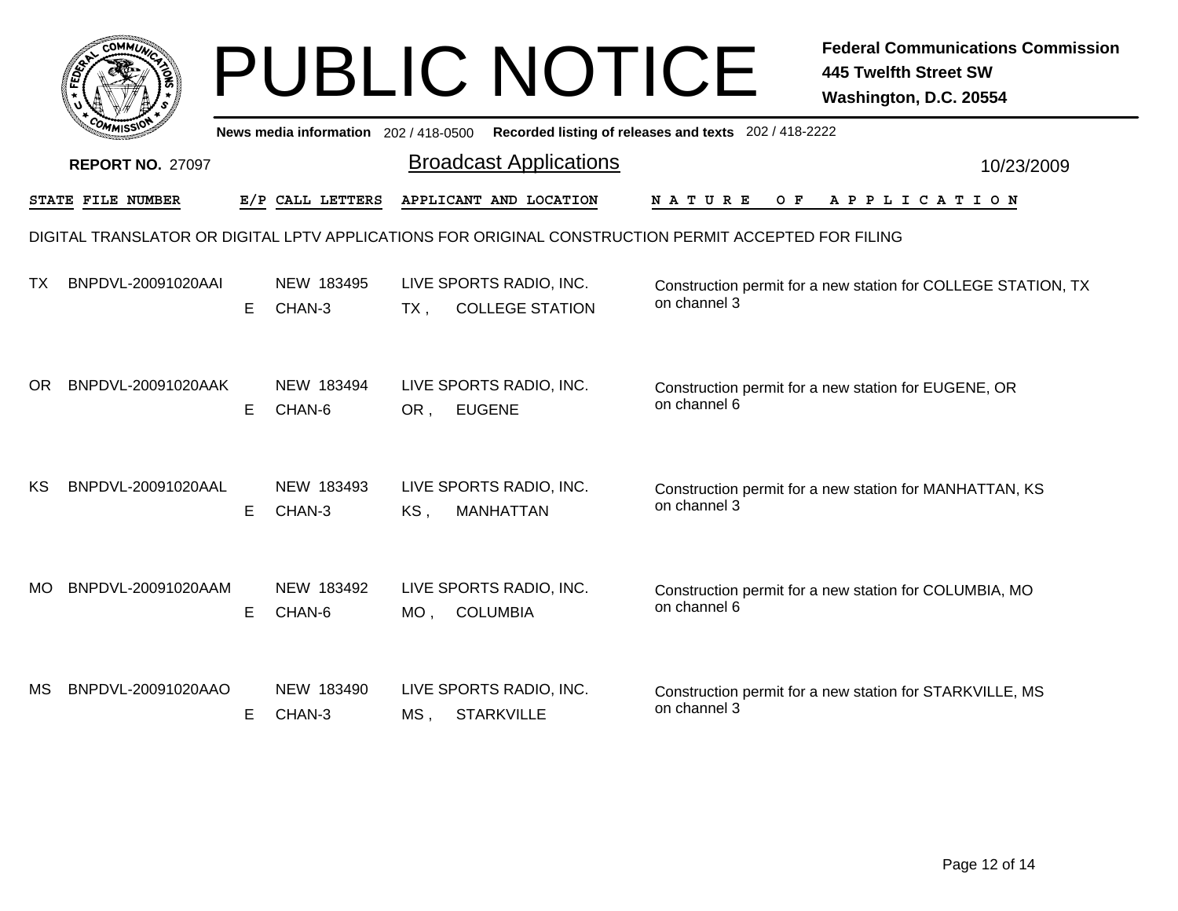# PUBLIC NOTICE

**Federal Communications Commission**
**445 Twelfth Street SW**
**Washington, D.C. 20554**

**News media information** 202 / 418-0500 **Recorded listing of releases and texts** 202 / 418-2222

**REPORT NO.** 27097

## Broadcast Applications

10/23/2009

DIGITAL TRANSLATOR OR DIGITAL LPTV APPLICATIONS FOR ORIGINAL CONSTRUCTION PERMIT ACCEPTED FOR FILING

| STATE | FILE NUMBER | E/P | CALL LETTERS | APPLICANT AND LOCATION | NATURE OF APPLICATION |
|---|---|---|---|---|---|
| TX | BNPDVL-20091020AAI | E | NEW 183495 CHAN-3 | LIVE SPORTS RADIO, INC. TX , COLLEGE STATION | Construction permit for a new station for COLLEGE STATION, TX on channel 3 |
| OR | BNPDVL-20091020AAK | E | NEW 183494 CHAN-6 | LIVE SPORTS RADIO, INC. OR , EUGENE | Construction permit for a new station for EUGENE, OR on channel 6 |
| KS | BNPDVL-20091020AAL | E | NEW 183493 CHAN-3 | LIVE SPORTS RADIO, INC. KS , MANHATTAN | Construction permit for a new station for MANHATTAN, KS on channel 3 |
| MO | BNPDVL-20091020AAM | E | NEW 183492 CHAN-6 | LIVE SPORTS RADIO, INC. MO , COLUMBIA | Construction permit for a new station for COLUMBIA, MO on channel 6 |
| MS | BNPDVL-20091020AAO | E | NEW 183490 CHAN-3 | LIVE SPORTS RADIO, INC. MS , STARKVILLE | Construction permit for a new station for STARKVILLE, MS on channel 3 |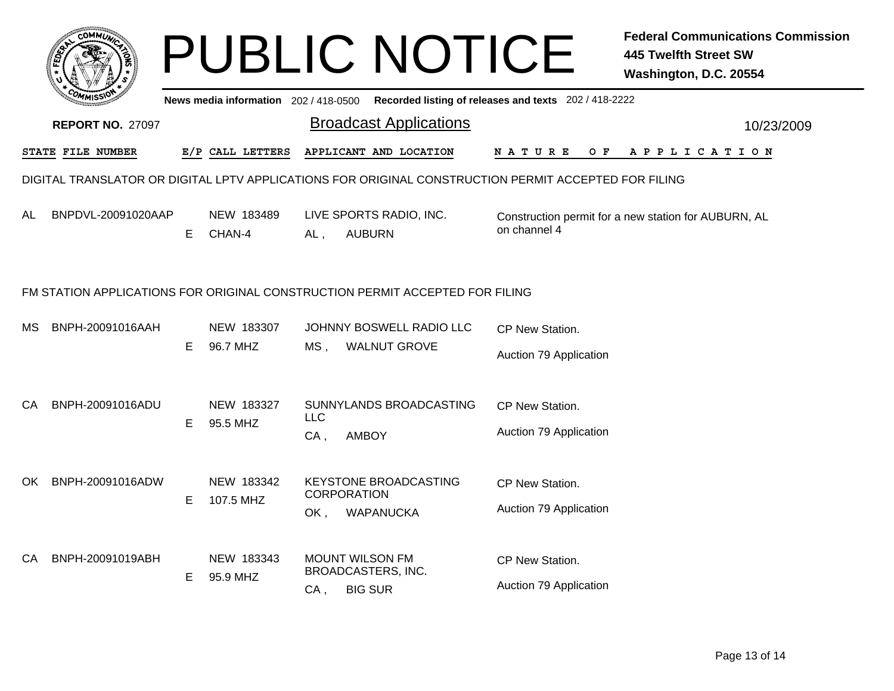# PUBLIC NOTICE

**Federal Communications Commission**
**445 Twelfth Street SW**
**Washington, D.C. 20554**

News media information 202 / 418-0500 Recorded listing of releases and texts 202 / 418-2222

**REPORT NO.** 27097

## Broadcast Applications

10/23/2009

### DIGITAL TRANSLATOR OR DIGITAL LPTV APPLICATIONS FOR ORIGINAL CONSTRUCTION PERMIT ACCEPTED FOR FILING

| STATE | FILE NUMBER | E/P | CALL LETTERS | APPLICANT AND LOCATION | NATURE OF APPLICATION |
|---|---|---|---|---|---|
| AL | BNPDVL-20091020AAP | E | NEW 183489<br>CHAN-4 | LIVE SPORTS RADIO, INC.<br>AL , AUBURN | Construction permit for a new station for AUBURN, AL on channel 4 |

### FM STATION APPLICATIONS FOR ORIGINAL CONSTRUCTION PERMIT ACCEPTED FOR FILING

| STATE | FILE NUMBER | E/P | CALL LETTERS | APPLICANT AND LOCATION | NATURE OF APPLICATION |
|---|---|---|---|---|---|
| MS | BNPH-20091016AAH | E | NEW 183307<br>96.7 MHZ | JOHNNY BOSWELL RADIO LLC<br>MS , WALNUT GROVE | CP New Station.<br>Auction 79 Application |
| CA | BNPH-20091016ADU | E | NEW 183327<br>95.5 MHZ | SUNNYLANDS BROADCASTING LLC<br>CA , AMBOY | CP New Station.<br>Auction 79 Application |
| OK | BNPH-20091016ADW | E | NEW 183342<br>107.5 MHZ | KEYSTONE BROADCASTING CORPORATION<br>OK , WAPANUCKA | CP New Station.<br>Auction 79 Application |
| CA | BNPH-20091019ABH | E | NEW 183343<br>95.9 MHZ | MOUNT WILSON FM BROADCASTERS, INC.<br>CA , BIG SUR | CP New Station.<br>Auction 79 Application |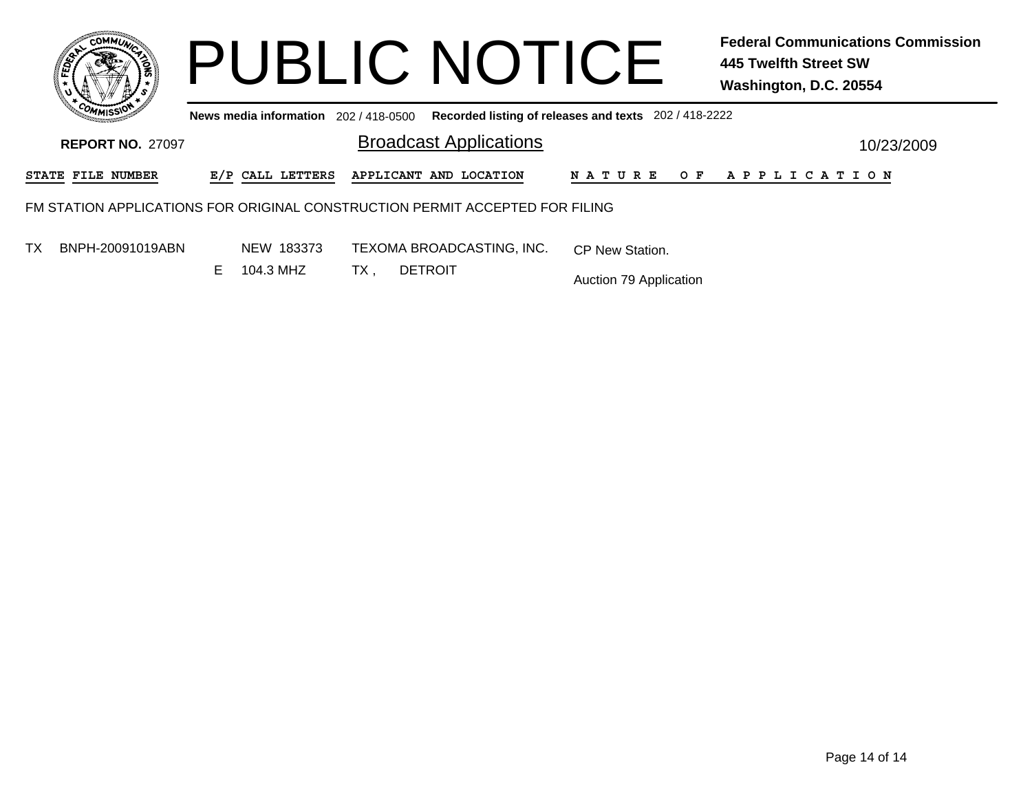# PUBLIC NOTICE

**Federal Communications Commission**
**445 Twelfth Street SW**
**Washington, D.C. 20554**

**News media information** 202 / 418-0500 **Recorded listing of releases and texts** 202 / 418-2222

**REPORT NO.** 27097

## Broadcast Applications

10/23/2009

| STATE | FILE NUMBER | E/P | CALL LETTERS | APPLICANT AND LOCATION | NATURE OF APPLICATION |
|---|---|---|---|---|---|
| FM STATION APPLICATIONS FOR ORIGINAL CONSTRUCTION PERMIT ACCEPTED FOR FILING | | | | | |
| TX | BNPH-20091019ABN | E | NEW 183373<br>104.3 MHZ | TEXOMA BROADCASTING, INC.<br>TX , DETROIT | CP New Station.<br>Auction 79 Application |